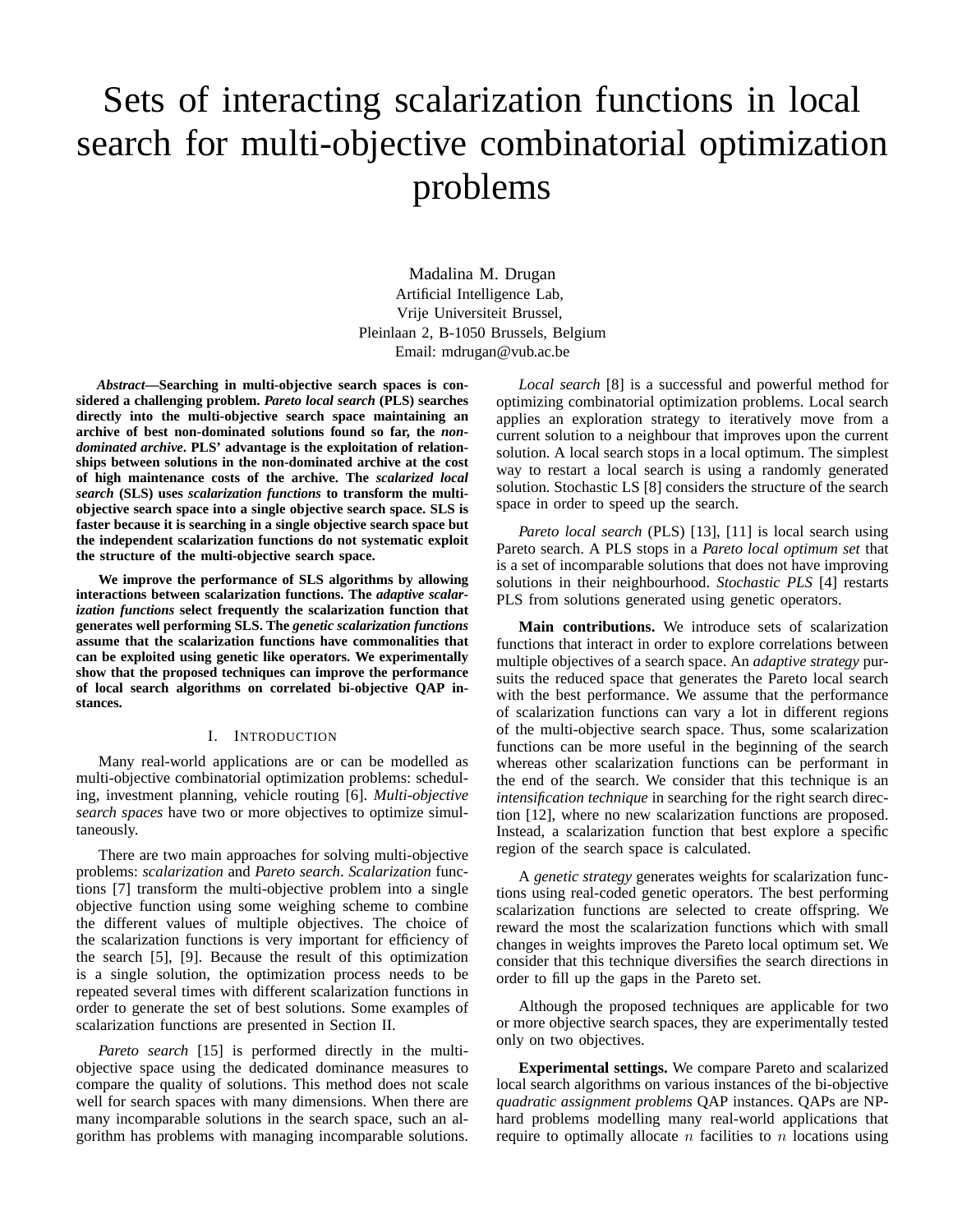# Sets of interacting scalarization functions in local search for multi-objective combinatorial optimization problems

Madalina M. Drugan
Artificial Intelligence Lab,
Vrije Universiteit Brussel,
Pleinlaan 2, B-1050 Brussels, Belgium
Email: mdrugan@vub.ac.be

***Abstract*—Searching in multi-objective search spaces is considered a challenging problem. *Pareto local search* (PLS) searches directly into the multi-objective search space maintaining an archive of best non-dominated solutions found so far, the *non-dominated archive*. PLS' advantage is the exploitation of relationships between solutions in the non-dominated archive at the cost of high maintenance costs of the archive. The *scalarized local search* (SLS) uses *scalarization functions* to transform the multi-objective search space into a single objective search space. SLS is faster because it is searching in a single objective search space but the independent scalarization functions do not systematic exploit the structure of the multi-objective search space.**

**We improve the performance of SLS algorithms by allowing interactions between scalarization functions. The *adaptive scalarization functions* select frequently the scalarization function that generates well performing SLS. The *genetic scalarization functions* assume that the scalarization functions have commonalities that can be exploited using genetic like operators. We experimentally show that the proposed techniques can improve the performance of local search algorithms on correlated bi-objective QAP instances.**

## I. Introduction

Many real-world applications are or can be modelled as multi-objective combinatorial optimization problems: scheduling, investment planning, vehicle routing [6]. *Multi-objective search spaces* have two or more objectives to optimize simultaneously.

There are two main approaches for solving multi-objective problems: *scalarization* and *Pareto search*. *Scalarization* functions [7] transform the multi-objective problem into a single objective function using some weighing scheme to combine the different values of multiple objectives. The choice of the scalarization functions is very important for efficiency of the search [5], [9]. Because the result of this optimization is a single solution, the optimization process needs to be repeated several times with different scalarization functions in order to generate the set of best solutions. Some examples of scalarization functions are presented in Section II.

*Pareto search* [15] is performed directly in the multi-objective space using the dedicated dominance measures to compare the quality of solutions. This method does not scale well for search spaces with many dimensions. When there are many incomparable solutions in the search space, such an algorithm has problems with managing incomparable solutions.

*Local search* [8] is a successful and powerful method for optimizing combinatorial optimization problems. Local search applies an exploration strategy to iteratively move from a current solution to a neighbour that improves upon the current solution. A local search stops in a local optimum. The simplest way to restart a local search is using a randomly generated solution. Stochastic LS [8] considers the structure of the search space in order to speed up the search.

*Pareto local search* (PLS) [13], [11] is local search using Pareto search. A PLS stops in a *Pareto local optimum set* that is a set of incomparable solutions that does not have improving solutions in their neighbourhood. *Stochastic PLS* [4] restarts PLS from solutions generated using genetic operators.

**Main contributions.** We introduce sets of scalarization functions that interact in order to explore correlations between multiple objectives of a search space. An *adaptive strategy* pursuits the reduced space that generates the Pareto local search with the best performance. We assume that the performance of scalarization functions can vary a lot in different regions of the multi-objective search space. Thus, some scalarization functions can be more useful in the beginning of the search whereas other scalarization functions can be performant in the end of the search. We consider that this technique is an *intensification technique* in searching for the right search direction [12], where no new scalarization functions are proposed. Instead, a scalarization function that best explore a specific region of the search space is calculated.

A *genetic strategy* generates weights for scalarization functions using real-coded genetic operators. The best performing scalarization functions are selected to create offspring. We reward the most the scalarization functions which with small changes in weights improves the Pareto local optimum set. We consider that this technique diversifies the search directions in order to fill up the gaps in the Pareto set.

Although the proposed techniques are applicable for two or more objective search spaces, they are experimentally tested only on two objectives.

**Experimental settings.** We compare Pareto and scalarized local search algorithms on various instances of the bi-objective *quadratic assignment problems* QAP instances. QAPs are NP-hard problems modelling many real-world applications that require to optimally allocate $n$ facilities to $n$ locations using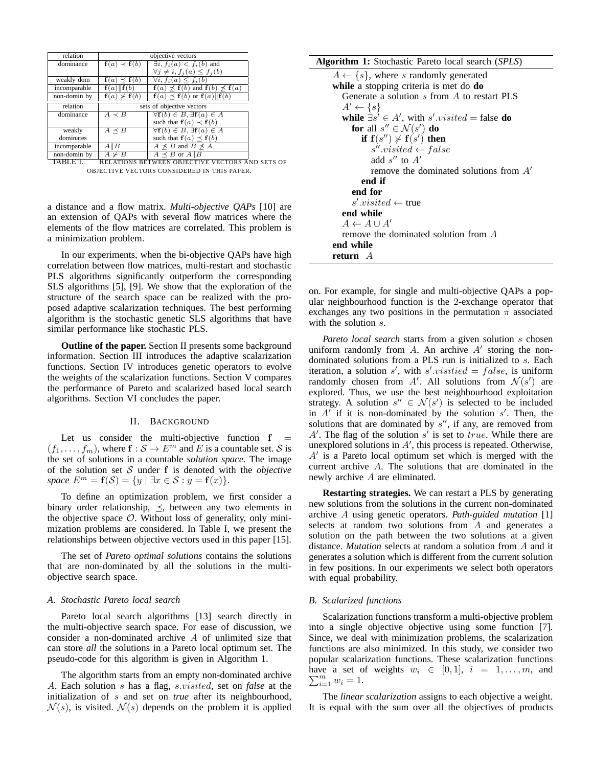| relation | objective vectors | |
|---|---|---|
| dominance | $\mathbf{f}(a) \prec \mathbf{f}(b)$ | $\exists i, f_i(a) < f_i(b)$ and $\forall j \neq i, f_j(a) \leq f_j(b)$ |
| weakly dom | $\mathbf{f}(a) \preceq \mathbf{f}(b)$ | $\forall i, f_i(a) \leq f_i(b)$ |
| incomparable | $\mathbf{f}(a) \| \mathbf{f}(b)$ | $\mathbf{f}(a) \npreceq \mathbf{f}(b)$ and $\mathbf{f}(b) \npreceq \mathbf{f}(a)$ |
| non-domin by | $\mathbf{f}(a) \nsucc \mathbf{f}(b)$ | $\mathbf{f}(a) \preceq \mathbf{f}(b)$ or $\mathbf{f}(a) \| \mathbf{f}(b)$ |
| **relation** | **sets of objective vectors** | |
| dominance | $A \prec B$ | $\forall \mathbf{f}(b) \in B, \exists \mathbf{f}(a) \in A$ such that $\mathbf{f}(a) \prec \mathbf{f}(b)$ |
| weakly dominates | $A \preceq B$ | $\forall \mathbf{f}(b) \in B, \exists \mathbf{f}(a) \in A$ such that $\mathbf{f}(a) \preceq \mathbf{f}(b)$ |
| incomparable | $A \| B$ | $A \npreceq B$ and $B \npreceq A$ |
| non-domin by | $A \nsucc B$ | $A \preceq B$ or $A \| B$ |

TABLE I. RELATIONS BETWEEN OBJECTIVE VECTORS AND SETS OF OBJECTIVE VECTORS CONSIDERED IN THIS PAPER.

a distance and a flow matrix. *Multi-objective QAPs* [10] are an extension of QAPs with several flow matrices where the elements of the flow matrices are correlated. This problem is a minimization problem.

In our experiments, when the bi-objective QAPs have high correlation between flow matrices, multi-restart and stochastic PLS algorithms significantly outperform the corresponding SLS algorithms [5], [9]. We show that the exploration of the structure of the search space can be realized with the proposed adaptive scalarization techniques. The best performing algorithm is the stochastic genetic SLS algorithms that have similar performance like stochastic PLS.

**Outline of the paper.** Section II presents some background information. Section III introduces the adaptive scalarization functions. Section IV introduces genetic operators to evolve the weights of the scalarization functions. Section V compares the performance of Pareto and scalarized based local search algorithms. Section VI concludes the paper.

## II. BACKGROUND

Let us consider the multi-objective function $\mathbf{f} = (f_1, \ldots, f_m)$, where $\mathbf{f} : \mathcal{S} \rightarrow E^m$ and $E$ is a countable set. $\mathcal{S}$ is the set of solutions in a countable *solution space*. The image of the solution set $\mathcal{S}$ under $\mathbf{f}$ is denoted with the *objective space* $E^m = \mathbf{f}(\mathcal{S}) = \{y \mid \exists x \in \mathcal{S} : y = \mathbf{f}(x)\}$.

To define an optimization problem, we first consider a binary order relationship, $\preceq$, between any two elements in the objective space $\mathcal{O}$. Without loss of generality, only minimization problems are considered. In Table I, we present the relationships between objective vectors used in this paper [15].

The set of *Pareto optimal solutions* contains the solutions that are non-dominated by all the solutions in the multi-objective search space.

### A. Stochastic Pareto local search

Pareto local search algorithms [13] search directly in the multi-objective search space. For ease of discussion, we consider a non-dominated archive $A$ of unlimited size that can store *all* the solutions in a Pareto local optimum set. The pseudo-code for this algorithm is given in Algorithm 1.

The algorithm starts from an empty non-dominated archive $A$. Each solution $s$ has a flag, $s.visited$, set on *false* at the initialization of $s$ and set on *true* after its neighbourhood, $\mathcal{N}(s)$, is visited. $\mathcal{N}(s)$ depends on the problem it is applied on. For example, for single and multi-objective QAPs a popular neighbourhood function is the 2-exchange operator that exchanges any two positions in the permutation $\pi$ associated with the solution $s$.

**Algorithm 1:** Stochastic Pareto local search (*SPLS*)

```
A ← {s}, where s randomly generated
while a stopping criteria is met do do
    Generate a solution s from A to restart PLS
    A' ← {s}
    while ∃s' ∈ A', with s'.visited = false do
        for all s'' ∈ N(s') do
            if f(s'') ⊁ f(s') then
                s''.visited ← false
                add s'' to A'
                remove the dominated solutions from A'
            end if
        end for
        s'.visited ← true
    end while
    A ← A ∪ A'
    remove the dominated solution from A
end while
return A
```

*Pareto local search* starts from a given solution $s$ chosen uniform randomly from $A$. An archive $A'$ storing the non-dominated solutions from a PLS run is initialized to $s$. Each iteration, a solution $s'$, with $s'.visitied = false$, is uniform randomly chosen from $A'$. All solutions from $\mathcal{N}(s')$ are explored. Thus, we use the best neighbourhood exploitation strategy. A solution $s'' \in \mathcal{N}(s')$ is selected to be included in $A'$ if it is non-dominated by the solution $s'$. Then, the solutions that are dominated by $s''$, if any, are removed from $A'$. The flag of the solution $s'$ is set to $true$. While there are unexplored solutions in $A'$, this process is repeated. Otherwise, $A'$ is a Pareto local optimum set which is merged with the current archive $A$. The solutions that are dominated in the newly archive $A$ are eliminated.

**Restarting strategies.** We can restart a PLS by generating new solutions from the solutions in the current non-dominated archive $A$ using genetic operators. *Path-guided mutation* [1] selects at random two solutions from $A$ and generates a solution on the path between the two solutions at a given distance. *Mutation* selects at random a solution from $A$ and it generates a solution which is different from the current solution in few positions. In our experiments we select both operators with equal probability.

### B. Scalarized functions

Scalarization functions transform a multi-objective problem into a single objective objective using some function [7]. Since, we deal with minimization problems, the scalarization functions are also minimized. In this study, we consider two popular scalarization functions. These scalarization functions have a set of weights $w_i \in [0, 1]$, $i = 1, \ldots, m$, and $\sum_{i=1}^{m} w_i = 1$.

The *linear scalarization* assigns to each objective a weight. It is equal with the sum over all the objectives of products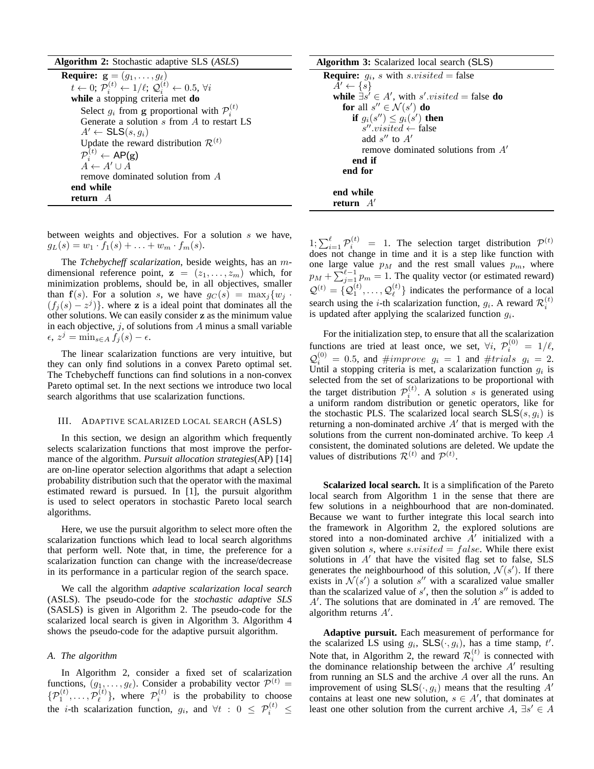**Algorithm 2:** Stochastic adaptive SLS (*ASLS*)

```
Require: g = (g_1, ..., g_ℓ)
  t ← 0; P_i^(t) ← 1/ℓ; Q_i^(t) ← 0.5, ∀i
  while a stopping criteria met do
    Select g_i from g proportional with P_i^(t)
    Generate a solution s from A to restart LS
    A' ← SLS(s, g_i)
    Update the reward distribution R^(t)
    P_i^(t) ← AP(g)
    A ← A' ∪ A
    remove dominated solution from A
  end while
  return A
```

**Algorithm 3:** Scalarized local search (SLS)

```
Require: g_i, s with s.visited = false
  A' ← {s}
  while ∃s' ∈ A', with s'.visited = false do
    for all s'' ∈ N(s') do
      if g_i(s'') ≤ g_i(s') then
        s''.visited ← false
        add s'' to A'
        remove dominated solutions from A'
      end if
    end for

  end while
  return A'
```

between weights and objectives. For a solution $s$ we have, $g_L(s) = w_1 \cdot f_1(s) + \ldots + w_m \cdot f_m(s)$.

The *Tchebycheff scalarization*, beside weights, has an $m$-dimensional reference point, $\mathbf{z} = (z_1, \ldots, z_m)$ which, for minimization problems, should be, in all objectives, smaller than $\mathbf{f}(s)$. For a solution $s$, we have $g_C(s) = \max_j\{w_j \cdot (f_j(s) - z^j)\}$. where $\mathbf{z}$ is a ideal point that dominates all the other solutions. We can easily consider $\mathbf{z}$ as the minimum value in each objective, $j$, of solutions from $A$ minus a small variable $\epsilon$, $z^j = \min_{s \in A} f_j(s) - \epsilon$.

The linear scalarization functions are very intuitive, but they can only find solutions in a convex Pareto optimal set. The Tchebycheff functions can find solutions in a non-convex Pareto optimal set. In the next sections we introduce two local search algorithms that use scalarization functions.

## III. Adaptive scalarized local search (ASLS)

In this section, we design an algorithm which frequently selects scalarization functions that most improve the performance of the algorithm. *Pursuit allocation strategies*(AP) [14] are on-line operator selection algorithms that adapt a selection probability distribution such that the operator with the maximal estimated reward is pursued. In [1], the pursuit algorithm is used to select operators in stochastic Pareto local search algorithms.

Here, we use the pursuit algorithm to select more often the scalarization functions which lead to local search algorithms that perform well. Note that, in time, the preference for a scalarization function can change with the increase/decrease in its performance in a particular region of the search space.

We call the algorithm *adaptive scalarization local search* (ASLS). The pseudo-code for the *stochastic adaptive SLS* (SASLS) is given in Algorithm 2. The pseudo-code for the scalarized local search is given in Algorithm 3. Algorithm 4 shows the pseudo-code for the adaptive pursuit algorithm.

### A. The algorithm

In Algorithm 2, consider a fixed set of scalarization functions, $(g_1, \ldots, g_\ell)$. Consider a probability vector $\mathcal{P}^{(t)} = \{\mathcal{P}_1^{(t)}, \ldots, \mathcal{P}_\ell^{(t)}\}$, where $\mathcal{P}_i^{(t)}$ is the probability to choose the $i$-th scalarization function, $g_i$, and $\forall t : 0 \leq \mathcal{P}_i^{(t)} \leq 1; \sum_{i=1}^{\ell} \mathcal{P}_i^{(t)} = 1$. The selection target distribution $\mathcal{P}^{(t)}$ does not change in time and it is a step like function with one large value $p_M$ and the rest small values $p_m$, where $p_M + \sum_{j=1}^{\ell-1} p_m = 1$. The quality vector (or estimated reward) $\mathcal{Q}^{(t)} = \{\mathcal{Q}_1^{(t)}, \ldots, \mathcal{Q}_\ell^{(t)}\}$ indicates the performance of a local search using the $i$-th scalarization function, $g_i$. A reward $\mathcal{R}_i^{(t)}$ is updated after applying the scalarized function $g_i$.

For the initialization step, to ensure that all the scalarization functions are tried at least once, we set, $\forall i$, $\mathcal{P}_i^{(0)} = 1/\ell$, $\mathcal{Q}_i^{(0)} = 0.5$, and $\#improve \;\; g_i = 1$ and $\#trials \;\; g_i = 2$. Until a stopping criteria is met, a scalarization function $g_i$ is selected from the set of scalarizations to be proportional with the target distribution $\mathcal{P}_i^{(t)}$. A solution $s$ is generated using a uniform random distribution or genetic operators, like for the stochastic PLS. The scalarized local search $\mathsf{SLS}(s, g_i)$ is returning a non-dominated archive $A'$ that is merged with the solutions from the current non-dominated archive. To keep $A$ consistent, the dominated solutions are deleted. We update the values of distributions $\mathcal{R}^{(t)}$ and $\mathcal{P}^{(t)}$.

**Scalarized local search.** It is a simplification of the Pareto local search from Algorithm 1 in the sense that there are few solutions in a neighbourhood that are non-dominated. Because we want to further integrate this local search into the framework in Algorithm 2, the explored solutions are stored into a non-dominated archive $A'$ initialized with a given solution $s$, where $s.visited = false$. While there exist solutions in $A'$ that have the visited flag set to false, SLS generates the neighbourhood of this solution, $\mathcal{N}(s')$. If there exists in $\mathcal{N}(s')$ a solution $s''$ with a scaralized value smaller than the scalarized value of $s'$, then the solution $s''$ is added to $A'$. The solutions that are dominated in $A'$ are removed. The algorithm returns $A'$.

**Adaptive pursuit.** Each measurement of performance for the scalarized LS using $g_i$, $\mathsf{SLS}(\cdot, g_i)$, has a time stamp, $t'$. Note that, in Algorithm 2, the reward $\mathcal{R}_i^{(t)}$ is connected with the dominance relationship between the archive $A'$ resulting from running an SLS and the archive $A$ over all the runs. An improvement of using $\mathsf{SLS}(\cdot, g_i)$ means that the resulting $A'$ contains at least one new solution, $s \in A'$, that dominates at least one other solution from the current archive $A$, $\exists s' \in A$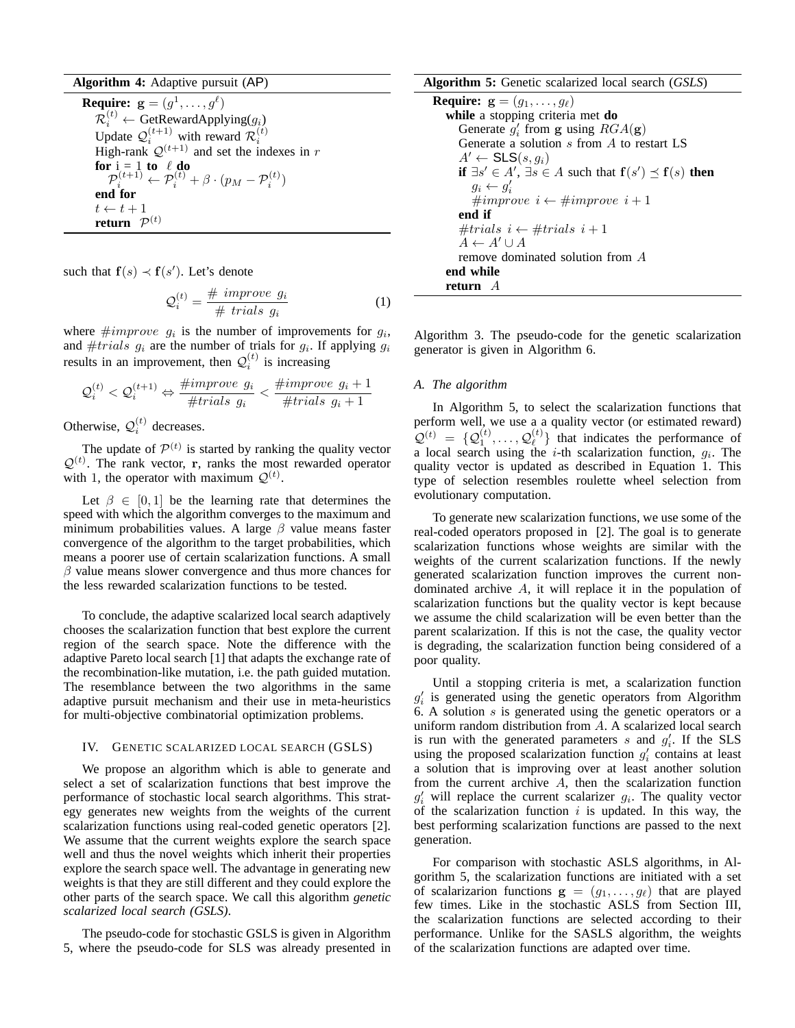**Algorithm 4:** Adaptive pursuit (AP)

```
Require: g = (g^1, ..., g^ℓ)
  R_i^(t) ← GetRewardApplying(g_i)
  Update Q_i^(t+1) with reward R_i^(t)
  High-rank Q^(t+1) and set the indexes in r
  for i = 1 to ℓ do
    P_i^(t+1) ← P_i^(t) + β · (p_M − P_i^(t))
  end for
  t ← t + 1
  return P^(t)
```

such that $\mathbf{f}(s) \prec \mathbf{f}(s')$. Let's denote

$$\mathcal{Q}_i^{(t)} = \frac{\#\ improve\ g_i}{\#\ trials\ g_i} \tag{1}$$

where $\#improve\ g_i$ is the number of improvements for $g_i$, and $\#trials\ g_i$ are the number of trials for $g_i$. If applying $g_i$ results in an improvement, then $\mathcal{Q}_i^{(t)}$ is increasing

$$\mathcal{Q}_i^{(t)} < \mathcal{Q}_i^{(t+1)} \Leftrightarrow \frac{\#improve\ g_i}{\#trials\ g_i} < \frac{\#improve\ g_i + 1}{\#trials\ g_i + 1}$$

Otherwise, $\mathcal{Q}_i^{(t)}$ decreases.

The update of $\mathcal{P}^{(t)}$ is started by ranking the quality vector $\mathcal{Q}^{(t)}$. The rank vector, $\mathbf{r}$, ranks the most rewarded operator with 1, the operator with maximum $\mathcal{Q}^{(t)}$.

Let $\beta \in [0, 1]$ be the learning rate that determines the speed with which the algorithm converges to the maximum and minimum probabilities values. A large $\beta$ value means faster convergence of the algorithm to the target probabilities, which means a poorer use of certain scalarization functions. A small $\beta$ value means slower convergence and thus more chances for the less rewarded scalarization functions to be tested.

To conclude, the adaptive scalarized local search adaptively chooses the scalarization function that best explore the current region of the search space. Note the difference with the adaptive Pareto local search [1] that adapts the exchange rate of the recombination-like mutation, i.e. the path guided mutation. The resemblance between the two algorithms in the same adaptive pursuit mechanism and their use in meta-heuristics for multi-objective combinatorial optimization problems.

## IV. Genetic scalarized local search (GSLS)

We propose an algorithm which is able to generate and select a set of scalarization functions that best improve the performance of stochastic local search algorithms. This strategy generates new weights from the weights of the current scalarization functions using real-coded genetic operators [2]. We assume that the current weights explore the search space well and thus the novel weights which inherit their properties explore the search space well. The advantage in generating new weights is that they are still different and they could explore the other parts of the search space. We call this algorithm *genetic scalarized local search (GSLS)*.

The pseudo-code for stochastic GSLS is given in Algorithm 5, where the pseudo-code for SLS was already presented in Algorithm 3. The pseudo-code for the genetic scalarization generator is given in Algorithm 6.

**Algorithm 5:** Genetic scalarized local search (*GSLS*)

```
Require: g = (g_1, ..., g_ℓ)
  while a stopping criteria met do
    Generate g'_i from g using RGA(g)
    Generate a solution s from A to restart LS
    A' ← SLS(s, g_i)
    if ∃s' ∈ A', ∃s ∈ A such that f(s') ⪯ f(s) then
      g_i ← g'_i
      #improve i ← #improve i + 1
    end if
    #trials i ← #trials i + 1
    A ← A' ∪ A
    remove dominated solution from A
  end while
  return A
```

### A. The algorithm

In Algorithm 5, to select the scalarization functions that perform well, we use a a quality vector (or estimated reward) $\mathcal{Q}^{(t)} = \{\mathcal{Q}_1^{(t)}, \ldots, \mathcal{Q}_\ell^{(t)}\}$ that indicates the performance of a local search using the $i$-th scalarization function, $g_i$. The quality vector is updated as described in Equation 1. This type of selection resembles roulette wheel selection from evolutionary computation.

To generate new scalarization functions, we use some of the real-coded operators proposed in [2]. The goal is to generate scalarization functions whose weights are similar with the weights of the current scalarization functions. If the newly generated scalarization function improves the current non-dominated archive $A$, it will replace it in the population of scalarization functions but the quality vector is kept because we assume the child scalarization will be even better than the parent scalarization. If this is not the case, the quality vector is degrading, the scalarization function being considered of a poor quality.

Until a stopping criteria is met, a scalarization function $g'_i$ is generated using the genetic operators from Algorithm 6. A solution $s$ is generated using the genetic operators or a uniform random distribution from $A$. A scalarized local search is run with the generated parameters $s$ and $g'_i$. If the SLS using the proposed scalarization function $g'_i$ contains at least a solution that is improving over at least another solution from the current archive $A$, then the scalarization function $g'_i$ will replace the current scalarizer $g_i$. The quality vector of the scalarization function $i$ is updated. In this way, the best performing scalarization functions are passed to the next generation.

For comparison with stochastic ASLS algorithms, in Algorithm 5, the scalarization functions are initiated with a set of scalarizarion functions $\mathbf{g} = (g_1, \ldots, g_\ell)$ that are played few times. Like in the stochastic ASLS from Section III, the scalarization functions are selected according to their performance. Unlike for the SASLS algorithm, the weights of the scalarization functions are adapted over time.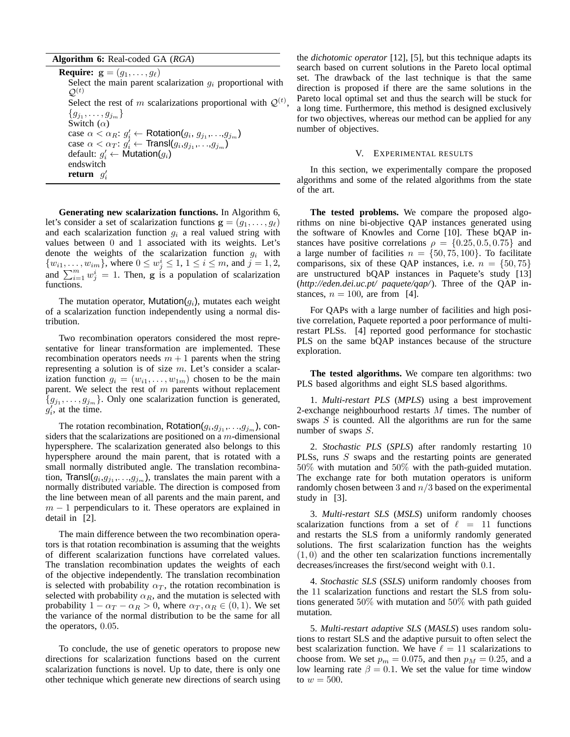**Algorithm 6:** Real-coded GA (*RGA*)

```
Require: g = (g_1, ..., g_ℓ)
  Select the main parent scalarization g_i proportional with Q^(t)
  Select the rest of m scalarizations proportional with Q^(t), {g_{j_1}, ..., g_{j_m}}
  Switch (α)
  case α < α_R: g'_i ← Rotation(g_i, g_{j_1},...,g_{j_m})
  case α < α_T: g'_i ← Transl(g_i,g_{j_1},...,g_{j_m})
  default: g'_i ← Mutation(g_i)
  endswitch
  return g'_i
```

**Generating new scalarization functions.** In Algorithm 6, let's consider a set of scalarization functions $\mathbf{g} = (g_1, \ldots, g_\ell)$ and each scalarization function $g_i$ a real valued string with values between 0 and 1 associated with its weights. Let's denote the weights of the scalarization function $g_i$ with $\{w_{i1}, \ldots, w_{im}\}$, where $0 \leq w_j^i \leq 1$, $1 \leq i \leq m$, and $j = 1, 2$, and $\sum_{i=1}^{m} w_j^i = 1$. Then, $\mathbf{g}$ is a population of scalarization functions.

The mutation operator, Mutation($g_i$), mutates each weight of a scalarization function independently using a normal distribution.

Two recombination operators considered the most representative for linear transformation are implemented. These recombination operators needs $m + 1$ parents when the string representing a solution is of size $m$. Let's consider a scalarization function $g_i = (w_{i1}, \ldots, w_{1m})$ chosen to be the main parent. We select the rest of $m$ parents without replacement $\{g_{j_1}, \ldots, g_{j_m}\}$. Only one scalarization function is generated, $g_i'$, at the time.

The rotation recombination, Rotation($g_i$,$g_{j_1}$,...,$g_{j_m}$), considers that the scalarizations are positioned on a $m$-dimensional hypersphere. The scalarization generated also belongs to this hypersphere around the main parent, that is rotated with a small normally distributed angle. The translation recombination, Transl($g_i$,$g_{j_1}$,...,$g_{j_m}$), translates the main parent with a normally distributed variable. The direction is composed from the line between mean of all parents and the main parent, and $m - 1$ perpendiculars to it. These operators are explained in detail in [2].

The main difference between the two recombination operators is that rotation recombination is assuming that the weights of different scalarization functions have correlated values. The translation recombination updates the weights of each of the objective independently. The translation recombination is selected with probability $\alpha_T$, the rotation recombination is selected with probability $\alpha_R$, and the mutation is selected with probability $1 - \alpha_T - \alpha_R > 0$, where $\alpha_T, \alpha_R \in (0, 1)$. We set the variance of the normal distribution to be the same for all the operators, 0.05.

To conclude, the use of genetic operators to propose new directions for scalarization functions based on the current scalarization functions is novel. Up to date, there is only one other technique which generate new directions of search using the *dichotomic operator* [12], [5], but this technique adapts its search based on current solutions in the Pareto local optimal set. The drawback of the last technique is that the same direction is proposed if there are the same solutions in the Pareto local optimal set and thus the search will be stuck for a long time. Furthermore, this method is designed exclusively for two objectives, whereas our method can be applied for any number of objectives.

## V. Experimental results

In this section, we experimentally compare the proposed algorithms and some of the related algorithms from the state of the art.

**The tested problems.** We compare the proposed algorithms on nine bi-objective QAP instances generated using the software of Knowles and Corne [10]. These bQAP instances have positive correlations $\rho = \{0.25, 0.5, 0.75\}$ and a large number of facilities $n = \{50, 75, 100\}$. To facilitate comparisons, six of these QAP instances, i.e. $n = \{50, 75\}$ are unstructured bQAP instances in Paquete's study [13] (*http://eden.dei.uc.pt/ paquete/qap/*). Three of the QAP instances, $n = 100$, are from [4].

For QAPs with a large number of facilities and high positive correlation, Paquete reported a poor performance of multi-restart PLSs. [4] reported good performance for stochastic PLS on the same bQAP instances because of the structure exploration.

**The tested algorithms.** We compare ten algorithms: two PLS based algorithms and eight SLS based algorithms.

1. *Multi-restart PLS* (*MPLS*) using a best improvement 2-exchange neighbourhood restarts $M$ times. The number of swaps $S$ is counted. All the algorithms are run for the same number of swaps $S$.

2. *Stochastic PLS* (*SPLS*) after randomly restarting 10 PLSs, runs $S$ swaps and the restarting points are generated 50% with mutation and 50% with the path-guided mutation. The exchange rate for both mutation operators is uniform randomly chosen between 3 and $n/3$ based on the experimental study in [3].

3. *Multi-restart SLS* (*MSLS*) uniform randomly chooses scalarization functions from a set of $\ell = 11$ functions and restarts the SLS from a uniformly randomly generated solutions. The first scalarization function has the weights $(1, 0)$ and the other ten scalarization functions incrementally decreases/increases the first/second weight with 0.1.

4. *Stochastic SLS* (*SSLS*) uniform randomly chooses from the 11 scalarization functions and restart the SLS from solutions generated 50% with mutation and 50% with path guided mutation.

5. *Multi-restart adaptive SLS* (*MASLS*) uses random solutions to restart SLS and the adaptive pursuit to often select the best scalarization function. We have $\ell = 11$ scalarizations to choose from. We set $p_m = 0.075$, and then $p_M = 0.25$, and a low learning rate $\beta = 0.1$. We set the value for time window to $w = 500$.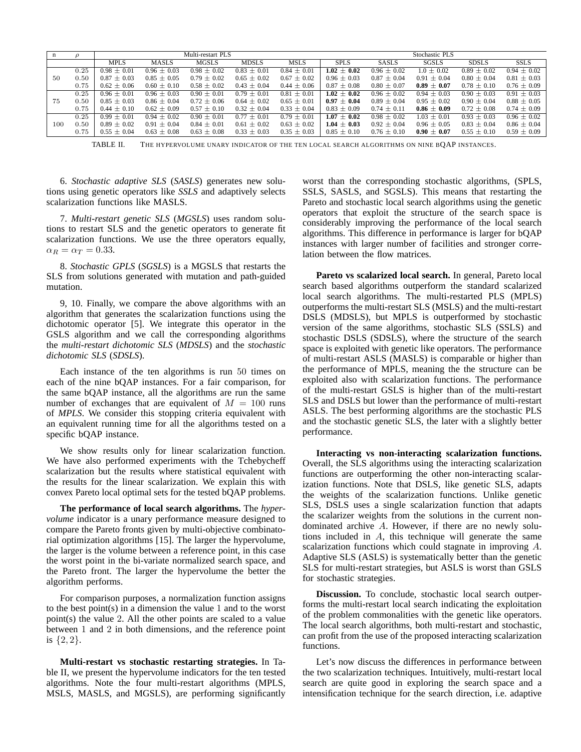| n | $\rho$ | Multi-restart PLS | | | | | Stochastic PLS | | | | |
|---|---|---|---|---|---|---|---|---|---|---|---|
| | | MPLS | MASLS | MGSLS | MDSLS | MSLS | SPLS | SASLS | SGSLS | SDSLS | SSLS |
| 50 | 0.25 | $0.98 \pm 0.01$ | $0.96 \pm 0.03$ | $0.98 \pm 0.02$ | $0.83 \pm 0.01$ | $0.84 \pm 0.01$ | $\mathbf{1.02 \pm 0.02}$ | $0.96 \pm 0.02$ | $1.0 \pm 0.02$ | $0.89 \pm 0.02$ | $0.94 \pm 0.02$ |
| | 0.50 | $0.87 \pm 0.03$ | $0.85 \pm 0.05$ | $0.79 \pm 0.02$ | $0.65 \pm 0.02$ | $0.67 \pm 0.02$ | $0.96 \pm 0.03$ | $0.87 \pm 0.04$ | $0.91 \pm 0.04$ | $0.80 \pm 0.04$ | $0.81 \pm 0.03$ |
| | 0.75 | $0.62 \pm 0.06$ | $0.60 \pm 0.10$ | $0.58 \pm 0.02$ | $0.43 \pm 0.04$ | $0.44 \pm 0.06$ | $0.87 \pm 0.08$ | $0.80 \pm 0.07$ | $\mathbf{0.89 \pm 0.07}$ | $0.78 \pm 0.10$ | $0.76 \pm 0.09$ |
| 75 | 0.25 | $0.96 \pm 0.01$ | $0.96 \pm 0.03$ | $0.90 \pm 0.01$ | $0.79 \pm 0.01$ | $0.81 \pm 0.01$ | $\mathbf{1.02 \pm 0.02}$ | $0.96 \pm 0.02$ | $0.94 \pm 0.03$ | $0.90 \pm 0.03$ | $0.91 \pm 0.03$ |
| | 0.50 | $0.85 \pm 0.03$ | $0.86 \pm 0.04$ | $0.72 \pm 0.06$ | $0.64 \pm 0.02$ | $0.65 \pm 0.01$ | $\mathbf{0.97 \pm 0.04}$ | $0.89 \pm 0.04$ | $0.95 \pm 0.02$ | $0.90 \pm 0.04$ | $0.88 \pm 0.05$ |
| | 0.75 | $0.44 \pm 0.10$ | $0.62 \pm 0.09$ | $0.57 \pm 0.10$ | $0.32 \pm 0.04$ | $0.33 \pm 0.04$ | $0.83 \pm 0.09$ | $0.74 \pm 0.11$ | $\mathbf{0.86 \pm 0.09}$ | $0.72 \pm 0.08$ | $0.74 \pm 0.09$ |
| 100 | 0.25 | $0.99 \pm 0.01$ | $0.94 \pm 0.02$ | $0.90 \pm 0.01$ | $0.77 \pm 0.01$ | $0.79 \pm 0.01$ | $\mathbf{1.07 \pm 0.02}$ | $0.98 \pm 0.02$ | $1.03 \pm 0.01$ | $0.93 \pm 0.03$ | $0.96 \pm 0.02$ |
| | 0.50 | $0.89 \pm 0.02$ | $0.91 \pm 0.04$ | $0.84 \pm 0.01$ | $0.61 \pm 0.02$ | $0.63 \pm 0.02$ | $\mathbf{1.04 \pm 0.03}$ | $0.92 \pm 0.04$ | $0.96 \pm 0.05$ | $0.83 \pm 0.04$ | $0.86 \pm 0.04$ |
| | 0.75 | $0.55 \pm 0.04$ | $0.63 \pm 0.08$ | $0.63 \pm 0.08$ | $0.33 \pm 0.03$ | $0.35 \pm 0.03$ | $0.85 \pm 0.10$ | $0.76 \pm 0.10$ | $\mathbf{0.90 \pm 0.07}$ | $0.55 \pm 0.10$ | $0.59 \pm 0.09$ |

TABLE II. THE HYPERVOLUME UNARY INDICATOR OF THE TEN LOCAL SEARCH ALGORITHMS ON NINE BQAP INSTANCES.

6. *Stochastic adaptive SLS* (*SASLS*) generates new solutions using genetic operators like *SSLS* and adaptively selects scalarization functions like MASLS.

7. *Multi-restart genetic SLS* (*MGSLS*) uses random solutions to restart SLS and the genetic operators to generate fit scalarization functions. We use the three operators equally, $\alpha_R = \alpha_T = 0.33$.

8. *Stochastic GPLS* (*SGSLS*) is a MGSLS that restarts the SLS from solutions generated with mutation and path-guided mutation.

9, 10. Finally, we compare the above algorithms with an algorithm that generates the scalarization functions using the dichotomic operator [5]. We integrate this operator in the GSLS algorithm and we call the corresponding algorithms the *multi-restart dichotomic SLS* (*MDSLS*) and the *stochastic dichotomic SLS* (*SDSLS*).

Each instance of the ten algorithms is run $50$ times on each of the nine bQAP instances. For a fair comparison, for the same bQAP instance, all the algorithms are run the same number of exchanges that are equivalent of $M = 100$ runs of *MPLS*. We consider this stopping criteria equivalent with an equivalent running time for all the algorithms tested on a specific bQAP instance.

We show results only for linear scalarization function. We have also performed experiments with the Tchebycheff scalarization but the results where statistical equivalent with the results for the linear scalarization. We explain this with convex Pareto local optimal sets for the tested bQAP problems.

**The performance of local search algorithms.** The *hypervolume* indicator is a unary performance measure designed to compare the Pareto fronts given by multi-objective combinatorial optimization algorithms [15]. The larger the hypervolume, the larger is the volume between a reference point, in this case the worst point in the bi-variate normalized search space, and the Pareto front. The larger the hypervolume the better the algorithm performs.

For comparison purposes, a normalization function assigns to the best point(s) in a dimension the value $1$ and to the worst point(s) the value $2$. All the other points are scaled to a value between $1$ and $2$ in both dimensions, and the reference point is $\{2, 2\}$.

**Multi-restart vs stochastic restarting strategies.** In Table II, we present the hypervolume indicators for the ten tested algorithms. Note the four multi-restart algorithms (MPLS, MSLS, MASLS, and MGSLS), are performing significantly worst than the corresponding stochastic algorithms, (SPLS, SSLS, SASLS, and SGSLS). This means that restarting the Pareto and stochastic local search algorithms using the genetic operators that exploit the structure of the search space is considerably improving the performance of the local search algorithms. This difference in performance is larger for bQAP instances with larger number of facilities and stronger correlation between the flow matrices.

**Pareto vs scalarized local search.** In general, Pareto local search based algorithms outperform the standard scalarized local search algorithms. The multi-restarted PLS (MPLS) outperforms the multi-restart SLS (MSLS) and the multi-restart DSLS (MDSLS), but MPLS is outperformed by stochastic version of the same algorithms, stochastic SLS (SSLS) and stochastic DSLS (SDSLS), where the structure of the search space is exploited with genetic like operators. The performance of multi-restart ASLS (MASLS) is comparable or higher than the performance of MPLS, meaning the the structure can be exploited also with scalarization functions. The performance of the multi-restart GSLS is higher than of the multi-restart SLS and DSLS but lower than the performance of multi-restart ASLS. The best performing algorithms are the stochastic PLS and the stochastic genetic SLS, the later with a slightly better performance.

**Interacting vs non-interacting scalarization functions.** Overall, the SLS algorithms using the interacting scalarization functions are outperforming the other non-interacting scalarization functions. Note that DSLS, like genetic SLS, adapts the weights of the scalarization functions. Unlike genetic SLS, DSLS uses a single scalarization function that adapts the scalarizer weights from the solutions in the current non-dominated archive $A$. However, if there are no newly solutions included in $A$, this technique will generate the same scalarization functions which could stagnate in improving $A$. Adaptive SLS (ASLS) is systematically better than the genetic SLS for multi-restart strategies, but ASLS is worst than GSLS for stochastic strategies.

**Discussion.** To conclude, stochastic local search outperforms the multi-restart local search indicating the exploitation of the problem commonalities with the genetic like operators. The local search algorithms, both multi-restart and stochastic, can profit from the use of the proposed interacting scalarization functions.

Let's now discuss the differences in performance between the two scalarization techniques. Intuitively, multi-restart local search are quite good in exploring the search space and a intensification technique for the search direction, i.e. adaptive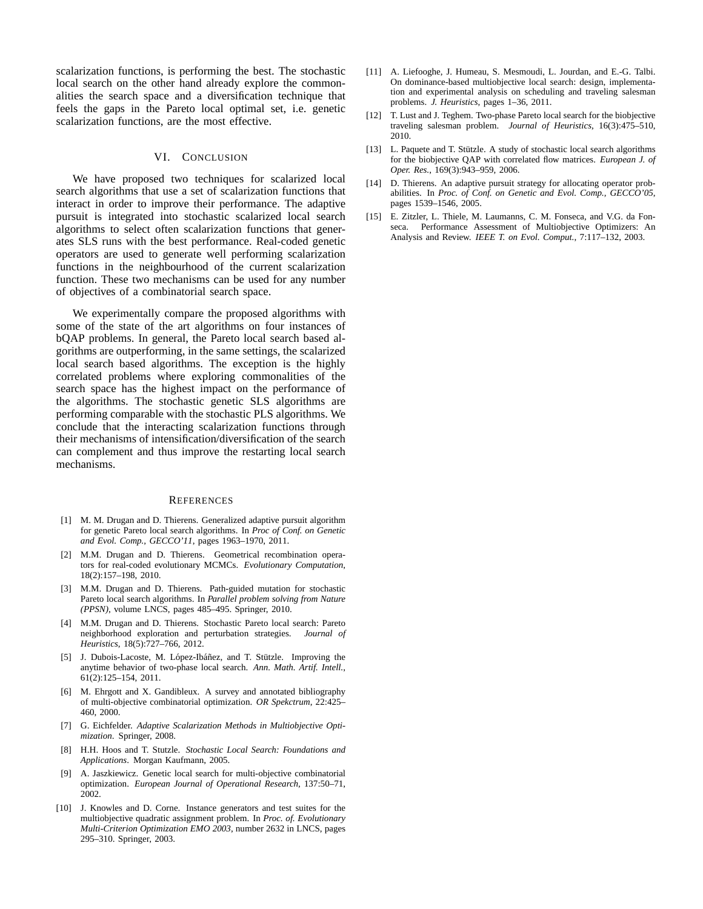scalarization functions, is performing the best. The stochastic local search on the other hand already explore the commonalities the search space and a diversification technique that feels the gaps in the Pareto local optimal set, i.e. genetic scalarization functions, are the most effective.

## VI. Conclusion

We have proposed two techniques for scalarized local search algorithms that use a set of scalarization functions that interact in order to improve their performance. The adaptive pursuit is integrated into stochastic scalarized local search algorithms to select often scalarization functions that generates SLS runs with the best performance. Real-coded genetic operators are used to generate well performing scalarization functions in the neighbourhood of the current scalarization function. These two mechanisms can be used for any number of objectives of a combinatorial search space.

We experimentally compare the proposed algorithms with some of the state of the art algorithms on four instances of bQAP problems. In general, the Pareto local search based algorithms are outperforming, in the same settings, the scalarized local search based algorithms. The exception is the highly correlated problems where exploring commonalities of the search space has the highest impact on the performance of the algorithms. The stochastic genetic SLS algorithms are performing comparable with the stochastic PLS algorithms. We conclude that the interacting scalarization functions through their mechanisms of intensification/diversification of the search can complement and thus improve the restarting local search mechanisms.

## References

[1] M. M. Drugan and D. Thierens. Generalized adaptive pursuit algorithm for genetic Pareto local search algorithms. In *Proc of Conf. on Genetic and Evol. Comp., GECCO'11*, pages 1963–1970, 2011.

[2] M.M. Drugan and D. Thierens. Geometrical recombination operators for real-coded evolutionary MCMCs. *Evolutionary Computation*, 18(2):157–198, 2010.

[3] M.M. Drugan and D. Thierens. Path-guided mutation for stochastic Pareto local search algorithms. In *Parallel problem solving from Nature (PPSN)*, volume LNCS, pages 485–495. Springer, 2010.

[4] M.M. Drugan and D. Thierens. Stochastic Pareto local search: Pareto neighborhood exploration and perturbation strategies. *Journal of Heuristics*, 18(5):727–766, 2012.

[5] J. Dubois-Lacoste, M. López-Ibáñez, and T. Stützle. Improving the anytime behavior of two-phase local search. *Ann. Math. Artif. Intell.*, 61(2):125–154, 2011.

[6] M. Ehrgott and X. Gandibleux. A survey and annotated bibliography of multi-objective combinatorial optimization. *OR Spekctrum*, 22:425–460, 2000.

[7] G. Eichfelder. *Adaptive Scalarization Methods in Multiobjective Optimization*. Springer, 2008.

[8] H.H. Hoos and T. Stutzle. *Stochastic Local Search: Foundations and Applications*. Morgan Kaufmann, 2005.

[9] A. Jaszkiewicz. Genetic local search for multi-objective combinatorial optimization. *European Journal of Operational Research*, 137:50–71, 2002.

[10] J. Knowles and D. Corne. Instance generators and test suites for the multiobjective quadratic assignment problem. In *Proc. of. Evolutionary Multi-Criterion Optimization EMO 2003*, number 2632 in LNCS, pages 295–310. Springer, 2003.

[11] A. Liefooghe, J. Humeau, S. Mesmoudi, L. Jourdan, and E.-G. Talbi. On dominance-based multiobjective local search: design, implementation and experimental analysis on scheduling and traveling salesman problems. *J. Heuristics*, pages 1–36, 2011.

[12] T. Lust and J. Teghem. Two-phase Pareto local search for the biobjective traveling salesman problem. *Journal of Heuristics*, 16(3):475–510, 2010.

[13] L. Paquete and T. Stützle. A study of stochastic local search algorithms for the biobjective QAP with correlated flow matrices. *European J. of Oper. Res.*, 169(3):943–959, 2006.

[14] D. Thierens. An adaptive pursuit strategy for allocating operator probabilities. In *Proc. of Conf. on Genetic and Evol. Comp., GECCO'05*, pages 1539–1546, 2005.

[15] E. Zitzler, L. Thiele, M. Laumanns, C. M. Fonseca, and V.G. da Fonseca. Performance Assessment of Multiobjective Optimizers: An Analysis and Review. *IEEE T. on Evol. Comput.*, 7:117–132, 2003.